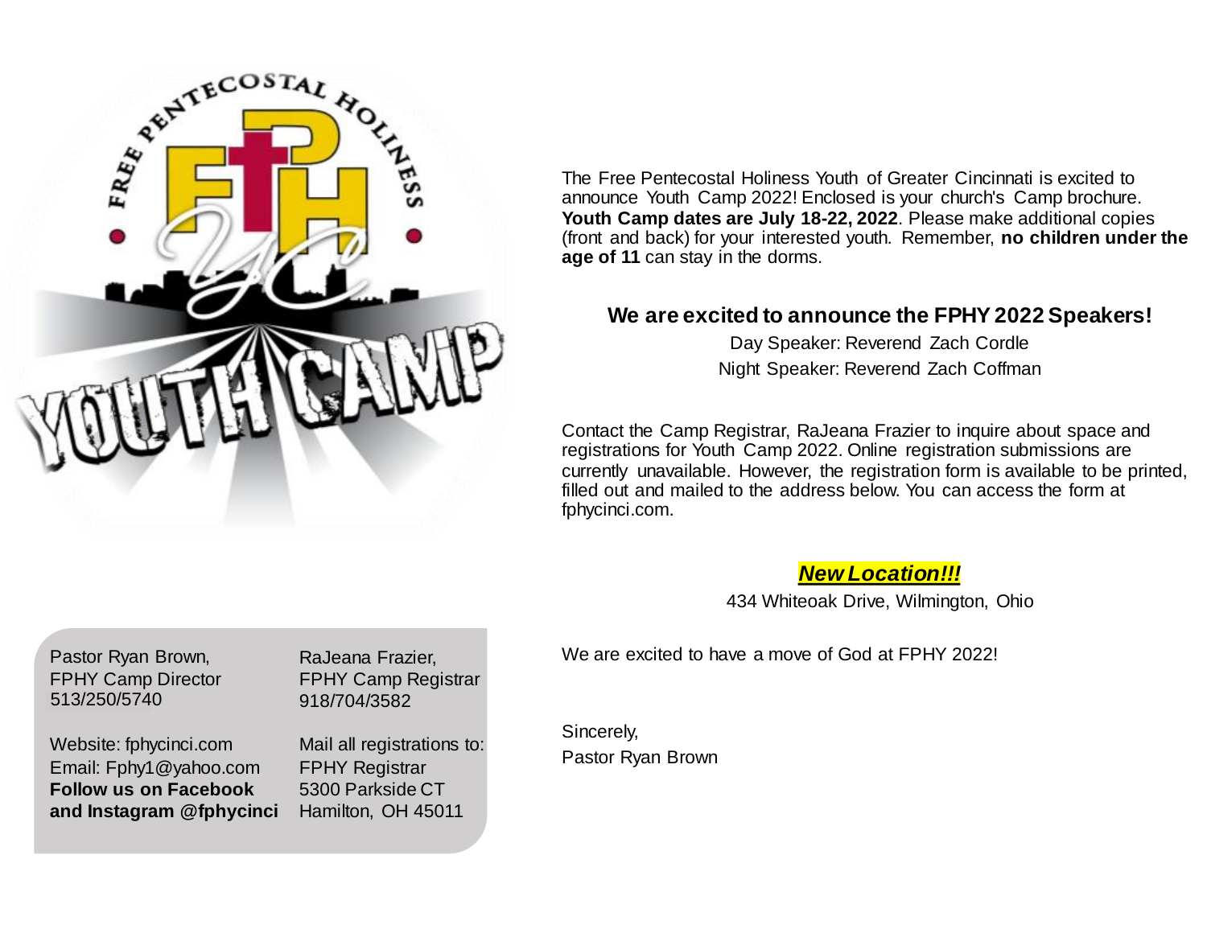The Free Pentecostal Holiness Youth of Greater Cincinnati is excited to announce Youth Camp 2022! Enclosed is your church's Camp brochure. **Youth Camp dates are July 18-22, 2022**. Please make additional copies (front and back) for your interested youth. Remember, **no children under the age of 11** can stay in the dorms.

## We are excited to announce the FPHY 2022 Speakers!

Day Speaker: Reverend Zach Cordle

Night Speaker: Reverend Zach Coffman

Contact the Camp Registrar, RaJeana Frazier to inquire about space and registrations for Youth Camp 2022. Online registration submissions are currently unavailable. However, the registration form is available to be printed, filled out and mailed to the address below. You can access the form at fphycinci.com.

***New Location!!!***

434 Whiteoak Drive, Wilmington, Ohio

We are excited to have a move of God at FPHY 2022!

Sincerely,
Pastor Ryan Brown

---

Pastor Ryan Brown,
FPHY Camp Director
513/250/5740

RaJeana Frazier,
FPHY Camp Registrar
918/704/3582

Website: fphycinci.com
Email: Fphy1@yahoo.com
**Follow us on Facebook and Instagram @fphycinci**

Mail all registrations to:
FPHY Registrar
5300 Parkside CT
Hamilton, OH 45011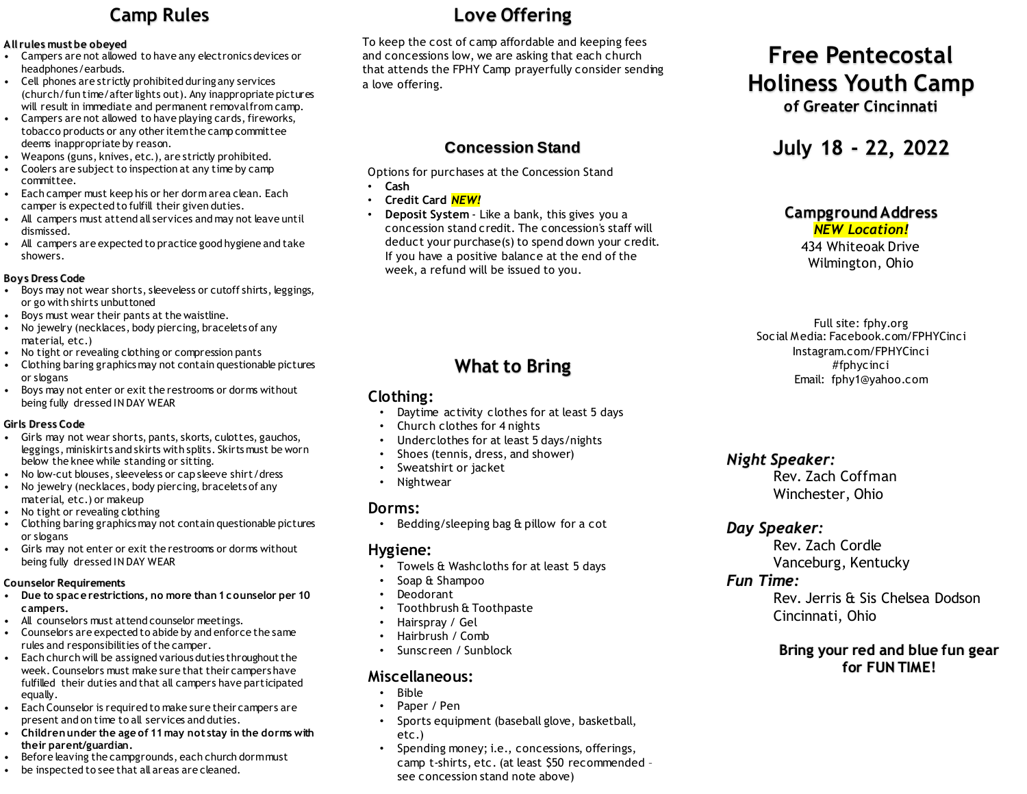## Camp Rules

**All rules must be obeyed**

- Campers are not allowed to have any electronics devices or headphones/earbuds.
- Cell phones are strictly prohibited during any services (church/fun time/after lights out). Any inappropriate pictures will result in immediate and permanent removal from camp.
- Campers are not allowed to have playing cards, fireworks, tobacco products or any other item the camp committee deems inappropriate by reason.
- Weapons (guns, knives, etc.), are strictly prohibited.
- Coolers are subject to inspection at any time by camp committee.
- Each camper must keep his or her dorm area clean. Each camper is expected to fulfill their given duties.
- All campers must attend all services and may not leave until dismissed.
- All campers are expected to practice good hygiene and take showers.

**Boys Dress Code**

- Boys may not wear shorts, sleeveless or cutoff shirts, leggings, or go with shirts unbuttoned
- Boys must wear their pants at the waistline.
- No jewelry (necklaces, body piercing, bracelets of any material, etc.)
- No tight or revealing clothing or compression pants
- Clothing baring graphics may not contain questionable pictures or slogans
- Boys may not enter or exit the restrooms or dorms without being fully dressed IN DAY WEAR

**Girls Dress Code**

- Girls may not wear shorts, pants, skorts, culottes, gauchos, leggings, miniskirts and skirts with splits. Skirts must be worn below the knee while standing or sitting.
- No low-cut blouses, sleeveless or cap sleeve shirt/dress
- No jewelry (necklaces, body piercing, bracelets of any material, etc.) or makeup
- No tight or revealing clothing
- Clothing baring graphics may not contain questionable pictures or slogans
- Girls may not enter or exit the restrooms or dorms without being fully dressed IN DAY WEAR

**Counselor Requirements**

- **Due to space restrictions, no more than 1 counselor per 10 campers.**
- All counselors must attend counselor meetings.
- Counselors are expected to abide by and enforce the same rules and responsibilities of the camper.
- Each church will be assigned various duties throughout the week. Counselors must make sure that their campers have fulfilled their duties and that all campers have participated equally.
- Each Counselor is required to make sure their campers are present and on time to all services and duties.
- **Children under the age of 11 may not stay in the dorms with their parent/guardian.**
- Before leaving the campgrounds, each church dorm must
- be inspected to see that all areas are cleaned.

## Love Offering

To keep the cost of camp affordable and keeping fees and concessions low, we are asking that each church that attends the FPHY Camp prayerfully consider sending a love offering.

## Concession Stand

Options for purchases at the Concession Stand

- **Cash**
- **Credit Card** ***NEW!***
- **Deposit System** - Like a bank, this gives you a concession stand credit. The concession's staff will deduct your purchase(s) to spend down your credit. If you have a positive balance at the end of the week, a refund will be issued to you.

## What to Bring

### Clothing:

- Daytime activity clothes for at least 5 days
- Church clothes for 4 nights
- Underclothes for at least 5 days/nights
- Shoes (tennis, dress, and shower)
- Sweatshirt or jacket
- Nightwear

### Dorms:

- Bedding/sleeping bag & pillow for a cot

### Hygiene:

- Towels & Washcloths for at least 5 days
- Soap & Shampoo
- Deodorant
- Toothbrush & Toothpaste
- Hairspray / Gel
- Hairbrush / Comb
- Sunscreen / Sunblock

### Miscellaneous:

- Bible
- Paper / Pen
- Sports equipment (baseball glove, basketball, etc.)
- Spending money; i.e., concessions, offerings, camp t-shirts, etc. (at least $50 recommended – see concession stand note above)

# Free Pentecostal Holiness Youth Camp

### of Greater Cincinnati

## July 18 - 22, 2022

**Campground Address**
***NEW Location!***
434 Whiteoak Drive
Wilmington, Ohio

Full site: fphy.org
Social Media: Facebook.com/FPHYCinci
Instagram.com/FPHYCinci
#fphycinci
Email: fphy1@yahoo.com

***Night Speaker:***
Rev. Zach Coffman
Winchester, Ohio

***Day Speaker:***
Rev. Zach Cordle
Vanceburg, Kentucky

***Fun Time:***
Rev. Jerris & Sis Chelsea Dodson
Cincinnati, Ohio

**Bring your red and blue fun gear for FUN TIME!**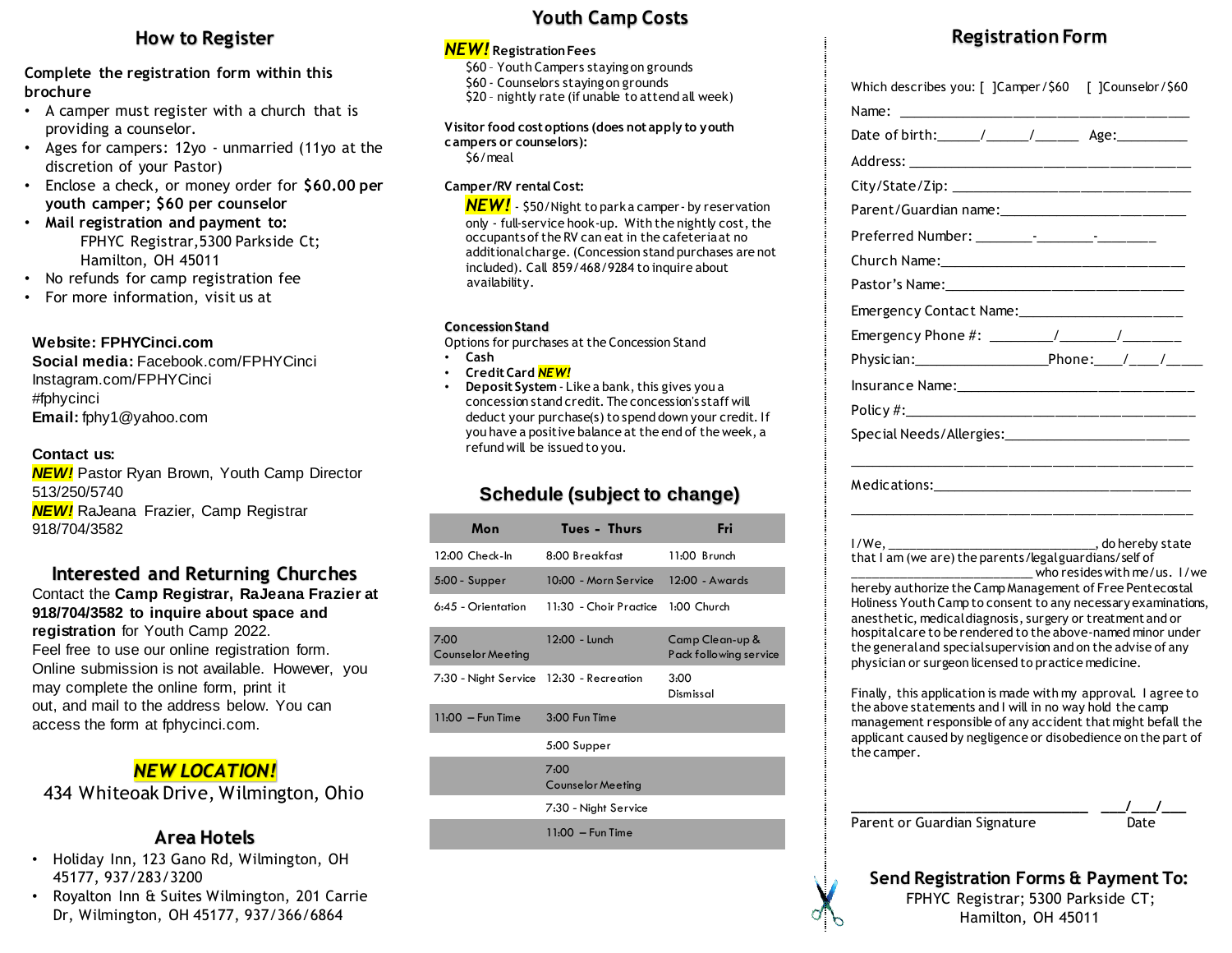## How to Register

**Complete the registration form within this brochure**

- A camper must register with a church that is providing a counselor.
- Ages for campers: 12yo - unmarried (11yo at the discretion of your Pastor)
- Enclose a check, or money order for **$60.00 per youth camper; $60 per counselor**
- **Mail registration and payment to:**
  FPHYC Registrar,5300 Parkside Ct;
  Hamilton, OH 45011
- No refunds for camp registration fee
- For more information, visit us at

**Website: FPHYCinci.com**
**Social media:** Facebook.com/FPHYCinci
Instagram.com/FPHYCinci
#fphycinci
**Email:** fphy1@yahoo.com

**Contact us:**
***NEW!*** Pastor Ryan Brown, Youth Camp Director
513/250/5740
***NEW!*** RaJeana Frazier, Camp Registrar
918/704/3582

## Interested and Returning Churches

Contact the **Camp Registrar, RaJeana Frazier at 918/704/3582 to inquire about space and registration** for Youth Camp 2022.
Feel free to use our online registration form. Online submission is not available. However, you may complete the online form, print it out, and mail to the address below. You can access the form at fphycinci.com.

## *NEW LOCATION!*

434 Whiteoak Drive, Wilmington, Ohio

## Area Hotels

- Holiday Inn, 123 Gano Rd, Wilmington, OH 45177, 937/283/3200
- Royalton Inn & Suites Wilmington, 201 Carrie Dr, Wilmington, OH 45177, 937/366/6864

## Youth Camp Costs

***NEW!*** **Registration Fees**
$60 - Youth Campers staying on grounds
$60 - Counselors staying on grounds
$20 - nightly rate (if unable to attend all week)

**Visitor food cost options (does not apply to youth campers or counselors):**
$6/meal

**Camper/RV rental Cost:**
***NEW!*** - $50/Night to park a camper - by reservation only - full-service hook-up. With the nightly cost, the occupants of the RV can eat in the cafeteria at no additional charge. (Concession stand purchases are not included). Call 859/468/9284 to inquire about availability.

**Concession Stand**
Options for purchases at the Concession Stand

- **Cash**
- **Credit Card** ***NEW!***
- **Deposit System** - Like a bank, this gives you a concession stand credit. The concession's staff will deduct your purchase(s) to spend down your credit. If you have a positive balance at the end of the week, a refund will be issued to you.

## Schedule (subject to change)

| Mon | Tues - Thurs | Fri |
|---|---|---|
| 12:00 Check-In | 8:00 Breakfast | 11:00 Brunch |
| 5:00 - Supper | 10:00 - Morn Service | 12:00 - Awards |
| 6:45 - Orientation | 11:30 - Choir Practice | 1:00 Church |
| 7:00 Counselor Meeting | 12:00 - Lunch | Camp Clean-up & Pack following service |
| 7:30 - Night Service | 12:30 - Recreation | 3:00 Dismissal |
| 11:00 – Fun Time | 3:00 Fun Time | |
| | 5:00 Supper | |
| | 7:00 Counselor Meeting | |
| | 7:30 - Night Service | |
| | 11:00 – Fun Time | |

## Registration Form

Which describes you: [ ]Camper/$60 [ ]Counselor/$60

Name: ______________________________

Date of birth:_____/_____/_____ Age:________

Address: ______________________________

City/State/Zip: ______________________________

Parent/Guardian name:______________________

Preferred Number: _______-_______-_______

Church Name:______________________________

Pastor's Name:______________________________

Emergency Contact Name:____________________

Emergency Phone #: ________/_______/________

Physician:________________Phone:____/____/_____

Insurance Name:______________________________

Policy #:______________________________

Special Needs/Allergies:______________________

______________________________

Medications:______________________________

______________________________

I/We, ________________________, do hereby state that I am (we are) the parents/legal guardians/self of ____________________ who resides with me/us. I/we hereby authorize the Camp Management of Free Pentecostal Holiness Youth Camp to consent to any necessary examinations, anesthetic, medical diagnosis, surgery or treatment and or hospital care to be rendered to the above-named minor under the general and special supervision and on the advise of any physician or surgeon licensed to practice medicine.

Finally, this application is made with my approval. I agree to the above statements and I will in no way hold the camp management responsible of any accident that might befall the applicant caused by negligence or disobedience on the part of the camper.

______________________________ ___/___/___
Parent or Guardian Signature Date

### Send Registration Forms & Payment To:

FPHYC Registrar; 5300 Parkside CT;
Hamilton, OH 45011